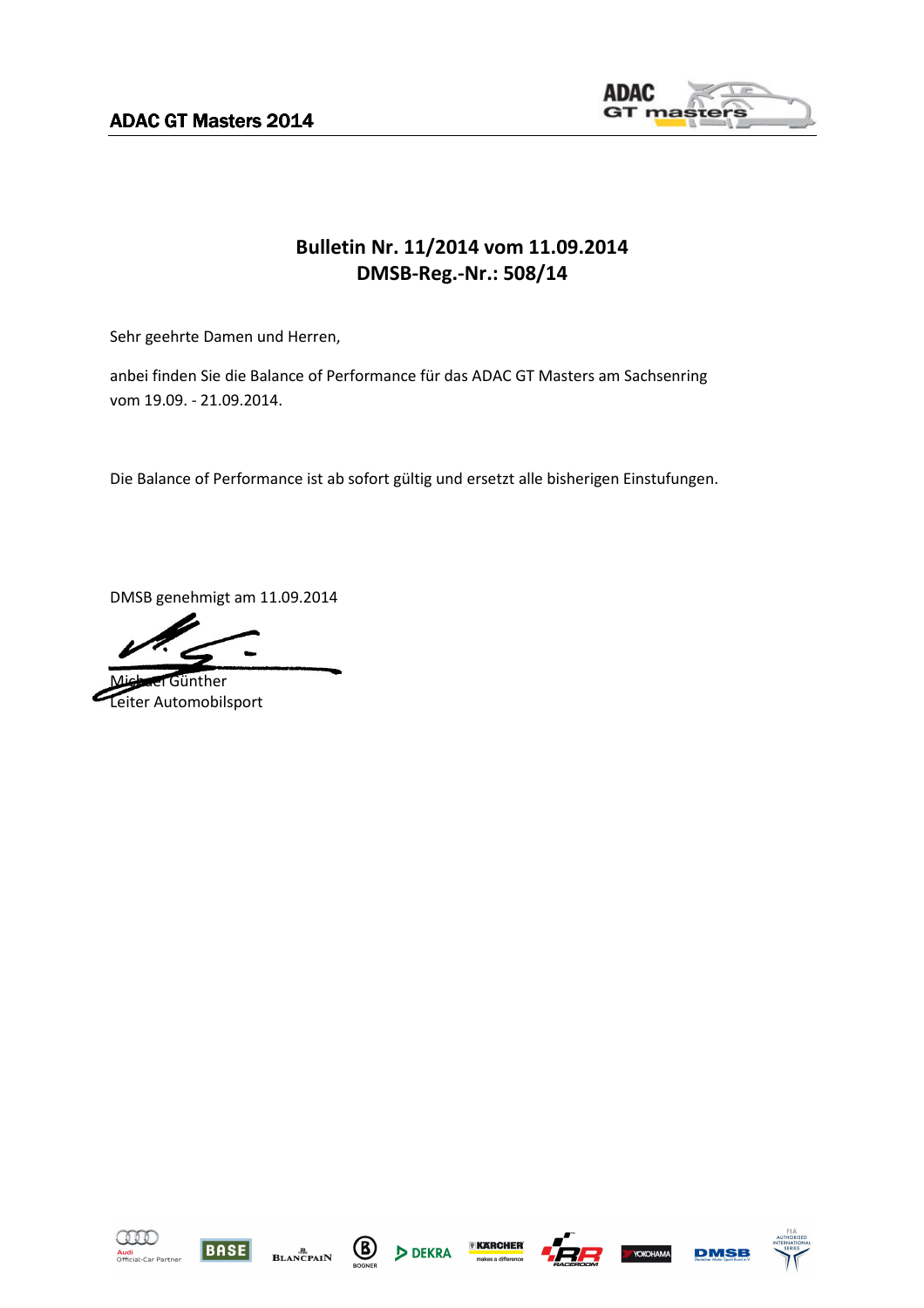# Bulletin Nr. 11/2014 vom 11.09.2014
## DMSB-Reg.-Nr.: 508/14

Sehr geehrte Damen und Herren,

anbei finden Sie die Balance of Performance für das ADAC GT Masters am Sachsenring vom 19.09. - 21.09.2014.

Die Balance of Performance ist ab sofort gültig und ersetzt alle bisherigen Einstufungen.

DMSB genehmigt am 11.09.2014

Michael Günther
Leiter Automobilsport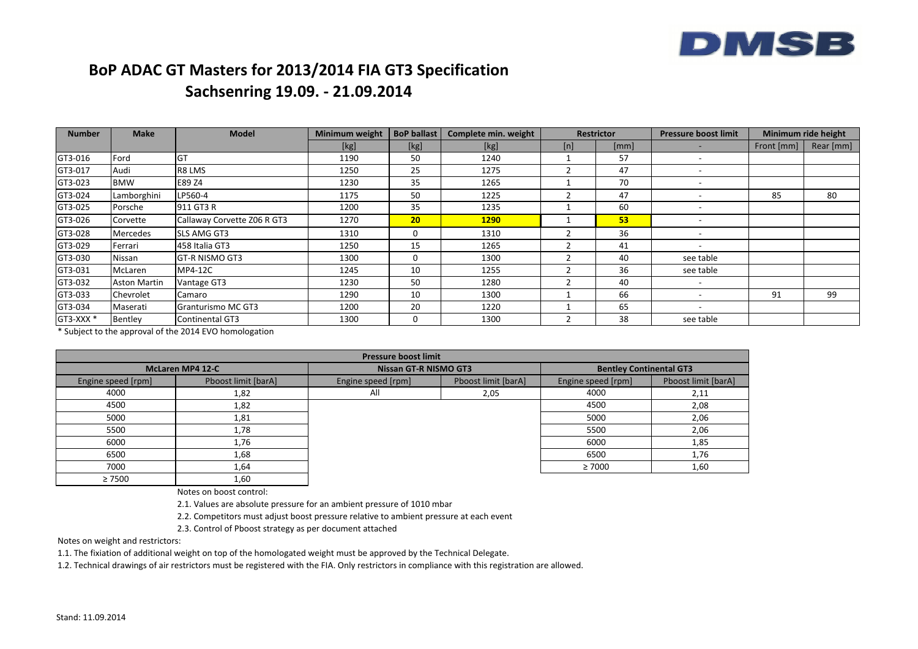# BoP ADAC GT Masters for 2013/2014 FIA GT3 Specification

## Sachsenring 19.09. - 21.09.2014

| Number | Make | Model | Minimum weight | BoP ballast | Complete min. weight | Restrictor | | Pressure boost limit | Minimum ride height | |
|---|---|---|---|---|---|---|---|---|---|---|
| | | | [kg] | [kg] | [kg] | [n] | [mm] | - | Front [mm] | Rear [mm] |
| GT3-016 | Ford | GT | 1190 | 50 | 1240 | 1 | 57 | - | | |
| GT3-017 | Audi | R8 LMS | 1250 | 25 | 1275 | 2 | 47 | - | | |
| GT3-023 | BMW | E89 Z4 | 1230 | 35 | 1265 | 1 | 70 | - | | |
| GT3-024 | Lamborghini | LP560-4 | 1175 | 50 | 1225 | 2 | 47 | - | 85 | 80 |
| GT3-025 | Porsche | 911 GT3 R | 1200 | 35 | 1235 | 1 | 60 | - | | |
| GT3-026 | Corvette | Callaway Corvette Z06 R GT3 | 1270 | **20** | **1290** | 1 | **53** | - | | |
| GT3-028 | Mercedes | SLS AMG GT3 | 1310 | 0 | 1310 | 2 | 36 | - | | |
| GT3-029 | Ferrari | 458 Italia GT3 | 1250 | 15 | 1265 | 2 | 41 | - | | |
| GT3-030 | Nissan | GT-R NISMO GT3 | 1300 | 0 | 1300 | 2 | 40 | see table | | |
| GT3-031 | McLaren | MP4-12C | 1245 | 10 | 1255 | 2 | 36 | see table | | |
| GT3-032 | Aston Martin | Vantage GT3 | 1230 | 50 | 1280 | 2 | 40 | - | | |
| GT3-033 | Chevrolet | Camaro | 1290 | 10 | 1300 | 1 | 66 | - | 91 | 99 |
| GT3-034 | Maserati | Granturismo MC GT3 | 1200 | 20 | 1220 | 1 | 65 | - | | |
| GT3-XXX * | Bentley | Continental GT3 | 1300 | 0 | 1300 | 2 | 38 | see table | | |

* Subject to the approval of the 2014 EVO homologation

| Pressure boost limit | | | | | |
|---|---|---|---|---|---|
| McLaren MP4 12-C | | Nissan GT-R NISMO GT3 | | Bentley Continental GT3 | |
| Engine speed [rpm] | Pboost limit [barA] | Engine speed [rpm] | Pboost limit [barA] | Engine speed [rpm] | Pboost limit [barA] |
| 4000 | 1,82 | All | 2,05 | 4000 | 2,11 |
| 4500 | 1,82 | | | 4500 | 2,08 |
| 5000 | 1,81 | | | 5000 | 2,06 |
| 5500 | 1,78 | | | 5500 | 2,06 |
| 6000 | 1,76 | | | 6000 | 1,85 |
| 6500 | 1,68 | | | 6500 | 1,76 |
| 7000 | 1,64 | | | ≥ 7000 | 1,60 |
| ≥ 7500 | 1,60 | | | | |

Notes on boost control:

2.1. Values are absolute pressure for an ambient pressure of 1010 mbar

2.2. Competitors must adjust boost pressure relative to ambient pressure at each event

2.3. Control of Pboost strategy as per document attached

Notes on weight and restrictors:

1.1. The fixiation of additional weight on top of the homologated weight must be approved by the Technical Delegate.

1.2. Technical drawings of air restrictors must be registered with the FIA. Only restrictors in compliance with this registration are allowed.

Stand: 11.09.2014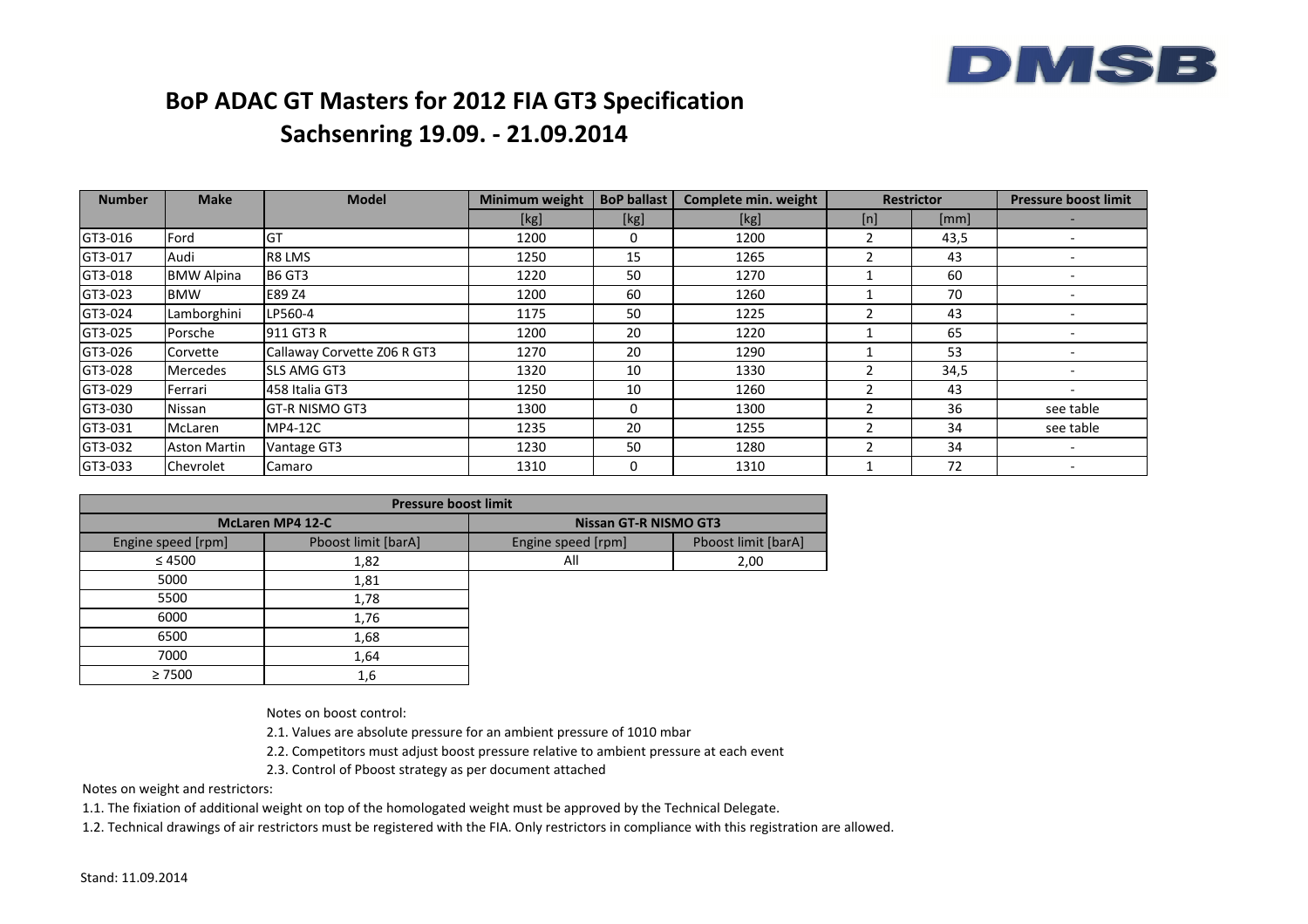DMSB

# BoP ADAC GT Masters for 2012 FIA GT3 Specification
## Sachsenring 19.09. - 21.09.2014

| Number | Make | Model | Minimum weight | BoP ballast | Complete min. weight | Restrictor | | Pressure boost limit |
|---|---|---|---|---|---|---|---|---|
| | | | [kg] | [kg] | [kg] | [n] | [mm] | - |
| GT3-016 | Ford | GT | 1200 | 0 | 1200 | 2 | 43,5 | - |
| GT3-017 | Audi | R8 LMS | 1250 | 15 | 1265 | 2 | 43 | - |
| GT3-018 | BMW Alpina | B6 GT3 | 1220 | 50 | 1270 | 1 | 60 | - |
| GT3-023 | BMW | E89 Z4 | 1200 | 60 | 1260 | 1 | 70 | - |
| GT3-024 | Lamborghini | LP560-4 | 1175 | 50 | 1225 | 2 | 43 | - |
| GT3-025 | Porsche | 911 GT3 R | 1200 | 20 | 1220 | 1 | 65 | - |
| GT3-026 | Corvette | Callaway Corvette Z06 R GT3 | 1270 | 20 | 1290 | 1 | 53 | - |
| GT3-028 | Mercedes | SLS AMG GT3 | 1320 | 10 | 1330 | 2 | 34,5 | - |
| GT3-029 | Ferrari | 458 Italia GT3 | 1250 | 10 | 1260 | 2 | 43 | - |
| GT3-030 | Nissan | GT-R NISMO GT3 | 1300 | 0 | 1300 | 2 | 36 | see table |
| GT3-031 | McLaren | MP4-12C | 1235 | 20 | 1255 | 2 | 34 | see table |
| GT3-032 | Aston Martin | Vantage GT3 | 1230 | 50 | 1280 | 2 | 34 | - |
| GT3-033 | Chevrolet | Camaro | 1310 | 0 | 1310 | 1 | 72 | - |

| Pressure boost limit | | | |
|---|---|---|---|
| McLaren MP4 12-C | | Nissan GT-R NISMO GT3 | |
| Engine speed [rpm] | Pboost limit [barA] | Engine speed [rpm] | Pboost limit [barA] |
| ≤ 4500 | 1,82 | All | 2,00 |
| 5000 | 1,81 | | |
| 5500 | 1,78 | | |
| 6000 | 1,76 | | |
| 6500 | 1,68 | | |
| 7000 | 1,64 | | |
| ≥ 7500 | 1,6 | | |

Notes on boost control:

2.1. Values are absolute pressure for an ambient pressure of 1010 mbar

2.2. Competitors must adjust boost pressure relative to ambient pressure at each event

2.3. Control of Pboost strategy as per document attached

Notes on weight and restrictors:

1.1. The fixiation of additional weight on top of the homologated weight must be approved by the Technical Delegate.

1.2. Technical drawings of air restrictors must be registered with the FIA. Only restrictors in compliance with this registration are allowed.

Stand: 11.09.2014